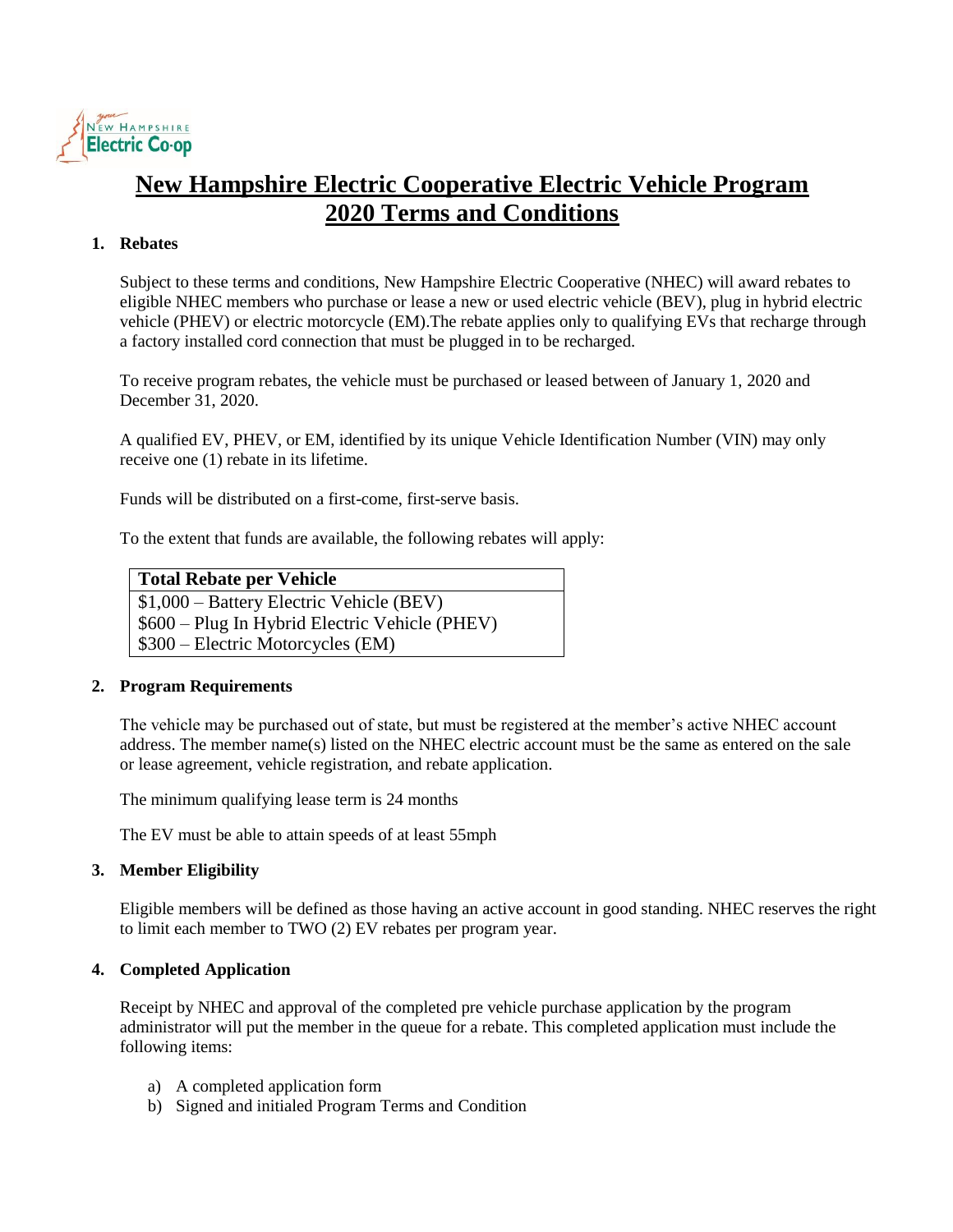# New Hampshire Electric Cooperative Electric Vehicle Program 2020 Terms and Conditions

## 1. Rebates

Subject to these terms and conditions, New Hampshire Electric Cooperative (NHEC) will award rebates to eligible NHEC members who purchase or lease a new or used electric vehicle (BEV), plug in hybrid electric vehicle (PHEV) or electric motorcycle (EM).The rebate applies only to qualifying EVs that recharge through a factory installed cord connection that must be plugged in to be recharged.

To receive program rebates, the vehicle must be purchased or leased between of January 1, 2020 and December 31, 2020.

A qualified EV, PHEV, or EM, identified by its unique Vehicle Identification Number (VIN) may only receive one (1) rebate in its lifetime.

Funds will be distributed on a first-come, first-serve basis.

To the extent that funds are available, the following rebates will apply:

| Total Rebate per Vehicle |
|---|
| $1,000 – Battery Electric Vehicle (BEV) |
| $600 – Plug In Hybrid Electric Vehicle (PHEV) |
| $300 – Electric Motorcycles (EM) |

## 2. Program Requirements

The vehicle may be purchased out of state, but must be registered at the member's active NHEC account address. The member name(s) listed on the NHEC electric account must be the same as entered on the sale or lease agreement, vehicle registration, and rebate application.

The minimum qualifying lease term is 24 months

The EV must be able to attain speeds of at least 55mph

## 3. Member Eligibility

Eligible members will be defined as those having an active account in good standing. NHEC reserves the right to limit each member to TWO (2) EV rebates per program year.

## 4. Completed Application

Receipt by NHEC and approval of the completed pre vehicle purchase application by the program administrator will put the member in the queue for a rebate. This completed application must include the following items:

a) A completed application form
b) Signed and initialed Program Terms and Condition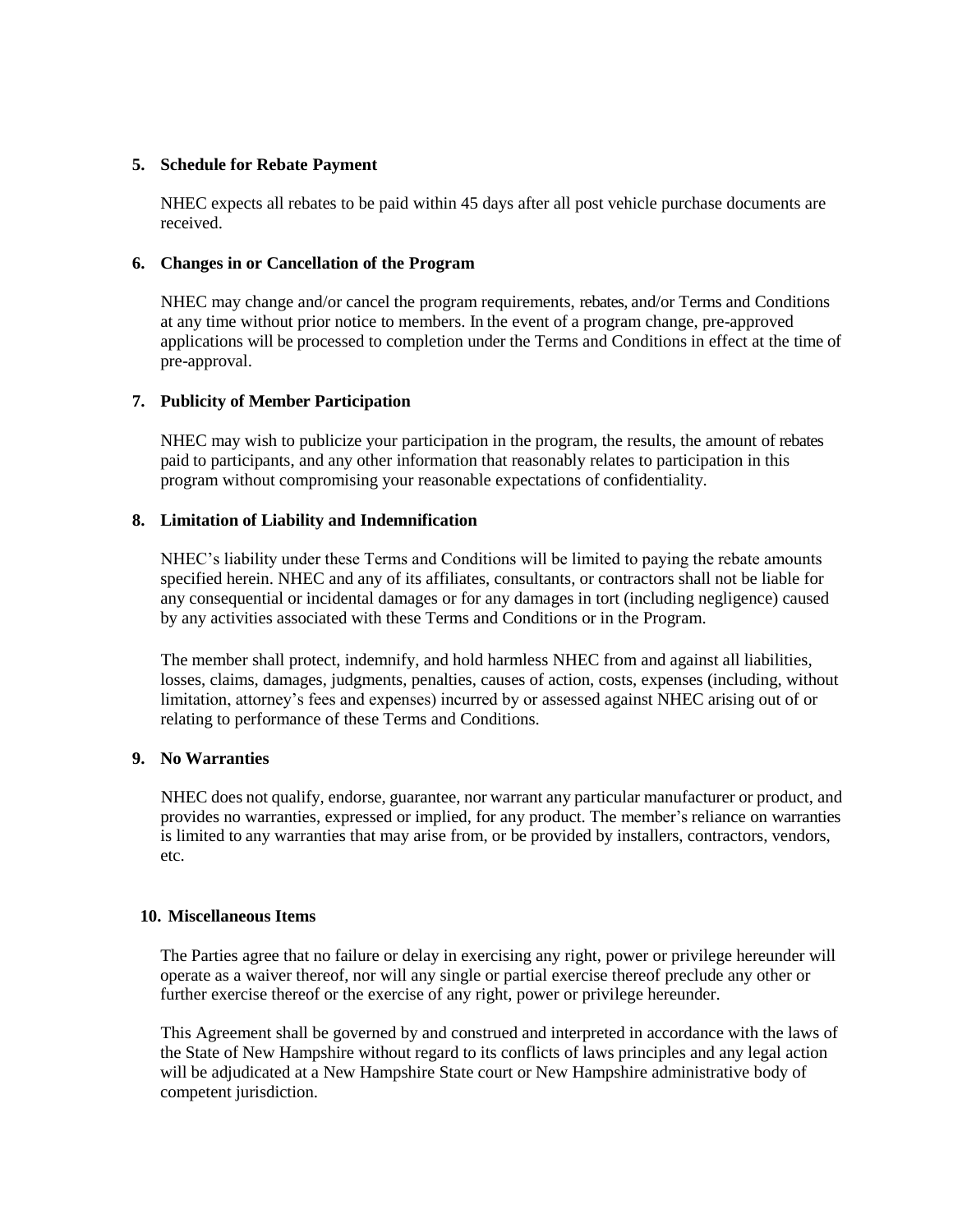## 5. Schedule for Rebate Payment

NHEC expects all rebates to be paid within 45 days after all post vehicle purchase documents are received.

## 6. Changes in or Cancellation of the Program

NHEC may change and/or cancel the program requirements, rebates, and/or Terms and Conditions at any time without prior notice to members. In the event of a program change, pre-approved applications will be processed to completion under the Terms and Conditions in effect at the time of pre-approval.

## 7. Publicity of Member Participation

NHEC may wish to publicize your participation in the program, the results, the amount of rebates paid to participants, and any other information that reasonably relates to participation in this program without compromising your reasonable expectations of confidentiality.

## 8. Limitation of Liability and Indemnification

NHEC's liability under these Terms and Conditions will be limited to paying the rebate amounts specified herein. NHEC and any of its affiliates, consultants, or contractors shall not be liable for any consequential or incidental damages or for any damages in tort (including negligence) caused by any activities associated with these Terms and Conditions or in the Program.

The member shall protect, indemnify, and hold harmless NHEC from and against all liabilities, losses, claims, damages, judgments, penalties, causes of action, costs, expenses (including, without limitation, attorney's fees and expenses) incurred by or assessed against NHEC arising out of or relating to performance of these Terms and Conditions.

## 9. No Warranties

NHEC does not qualify, endorse, guarantee, nor warrant any particular manufacturer or product, and provides no warranties, expressed or implied, for any product. The member's reliance on warranties is limited to any warranties that may arise from, or be provided by installers, contractors, vendors, etc.

## 10. Miscellaneous Items

The Parties agree that no failure or delay in exercising any right, power or privilege hereunder will operate as a waiver thereof, nor will any single or partial exercise thereof preclude any other or further exercise thereof or the exercise of any right, power or privilege hereunder.

This Agreement shall be governed by and construed and interpreted in accordance with the laws of the State of New Hampshire without regard to its conflicts of laws principles and any legal action will be adjudicated at a New Hampshire State court or New Hampshire administrative body of competent jurisdiction.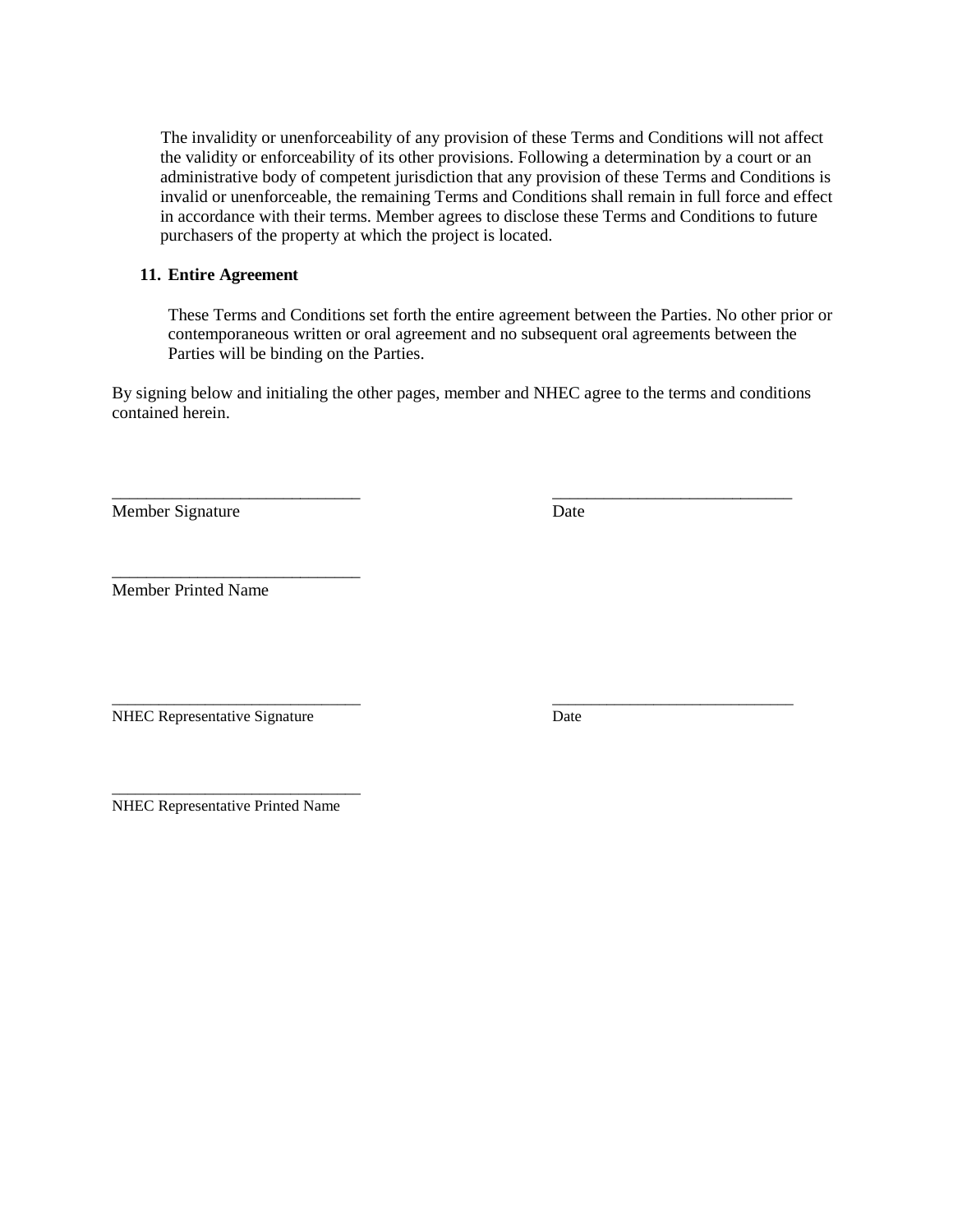The invalidity or unenforceability of any provision of these Terms and Conditions will not affect the validity or enforceability of its other provisions. Following a determination by a court or an administrative body of competent jurisdiction that any provision of these Terms and Conditions is invalid or unenforceable, the remaining Terms and Conditions shall remain in full force and effect in accordance with their terms. Member agrees to disclose these Terms and Conditions to future purchasers of the property at which the project is located.

**11. Entire Agreement**

These Terms and Conditions set forth the entire agreement between the Parties. No other prior or contemporaneous written or oral agreement and no subsequent oral agreements between the Parties will be binding on the Parties.

By signing below and initialing the other pages, member and NHEC agree to the terms and conditions contained herein.

______________________________ ______________________________
Member Signature Date

______________________________
Member Printed Name

______________________________ ______________________________
NHEC Representative Signature Date

______________________________
NHEC Representative Printed Name